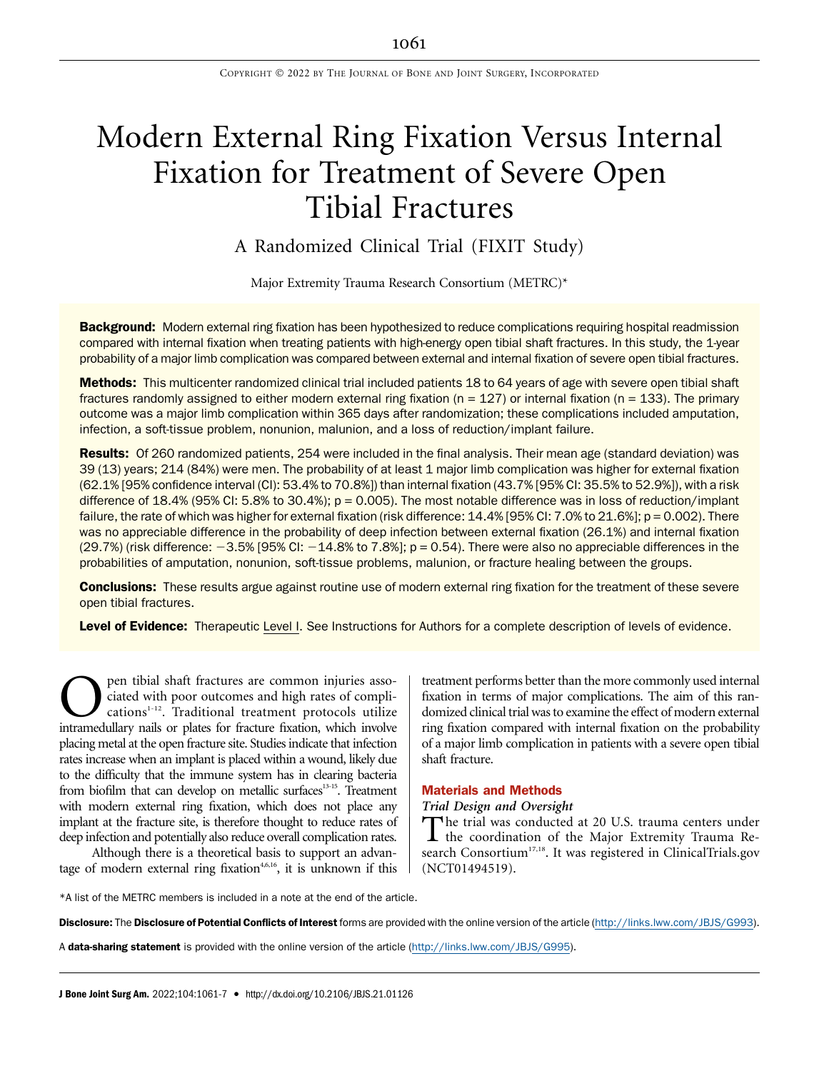# Modern External Ring Fixation Versus Internal Fixation for Treatment of Severe Open Tibial Fractures

## A Randomized Clinical Trial (FIXIT Study)

Major Extremity Trauma Research Consortium (METRC)*

**Background:** Modern external ring fixation has been hypothesized to reduce complications requiring hospital readmission compared with internal fixation when treating patients with high-energy open tibial shaft fractures. In this study, the 1-year probability of a major limb complication was compared between external and internal fixation of severe open tibial fractures.

**Methods:** This multicenter randomized clinical trial included patients 18 to 64 years of age with severe open tibial shaft fractures randomly assigned to either modern external ring fixation (n = 127) or internal fixation (n = 133). The primary outcome was a major limb complication within 365 days after randomization; these complications included amputation, infection, a soft-tissue problem, nonunion, malunion, and a loss of reduction/implant failure.

**Results:** Of 260 randomized patients, 254 were included in the final analysis. Their mean age (standard deviation) was 39 (13) years; 214 (84%) were men. The probability of at least 1 major limb complication was higher for external fixation (62.1% [95% confidence interval (CI): 53.4% to 70.8%]) than internal fixation (43.7% [95% CI: 35.5% to 52.9%]), with a risk difference of 18.4% (95% CI: 5.8% to 30.4%); p = 0.005). The most notable difference was in loss of reduction/implant failure, the rate of which was higher for external fixation (risk difference: 14.4% [95% CI: 7.0% to 21.6%]; p = 0.002). There was no appreciable difference in the probability of deep infection between external fixation (26.1%) and internal fixation (29.7%) (risk difference: −3.5% [95% CI: −14.8% to 7.8%]; p = 0.54). There were also no appreciable differences in the probabilities of amputation, nonunion, soft-tissue problems, malunion, or fracture healing between the groups.

**Conclusions:** These results argue against routine use of modern external ring fixation for the treatment of these severe open tibial fractures.

**Level of Evidence:** Therapeutic Level I. See Instructions for Authors for a complete description of levels of evidence.

Open tibial shaft fractures are common injuries associated with poor outcomes and high rates of complications[1-12]. Traditional treatment protocols utilize intramedullary nails or plates for fracture fixation, which involve placing metal at the open fracture site. Studies indicate that infection rates increase when an implant is placed within a wound, likely due to the difficulty that the immune system has in clearing bacteria from biofilm that can develop on metallic surfaces[13-15]. Treatment with modern external ring fixation, which does not place any implant at the fracture site, is therefore thought to reduce rates of deep infection and potentially also reduce overall complication rates.

Although there is a theoretical basis to support an advantage of modern external ring fixation[4,6,16], it is unknown if this treatment performs better than the more commonly used internal fixation in terms of major complications. The aim of this randomized clinical trial was to examine the effect of modern external ring fixation compared with internal fixation on the probability of a major limb complication in patients with a severe open tibial shaft fracture.

## Materials and Methods

### Trial Design and Oversight

The trial was conducted at 20 U.S. trauma centers under the coordination of the Major Extremity Trauma Research Consortium[17,18]. It was registered in ClinicalTrials.gov (NCT01494519).

*A list of the METRC members is included in a note at the end of the article.

**Disclosure:** The **Disclosure of Potential Conflicts of Interest** forms are provided with the online version of the article (http://links.lww.com/JBJS/G993).

A **data-sharing statement** is provided with the online version of the article (http://links.lww.com/JBJS/G995).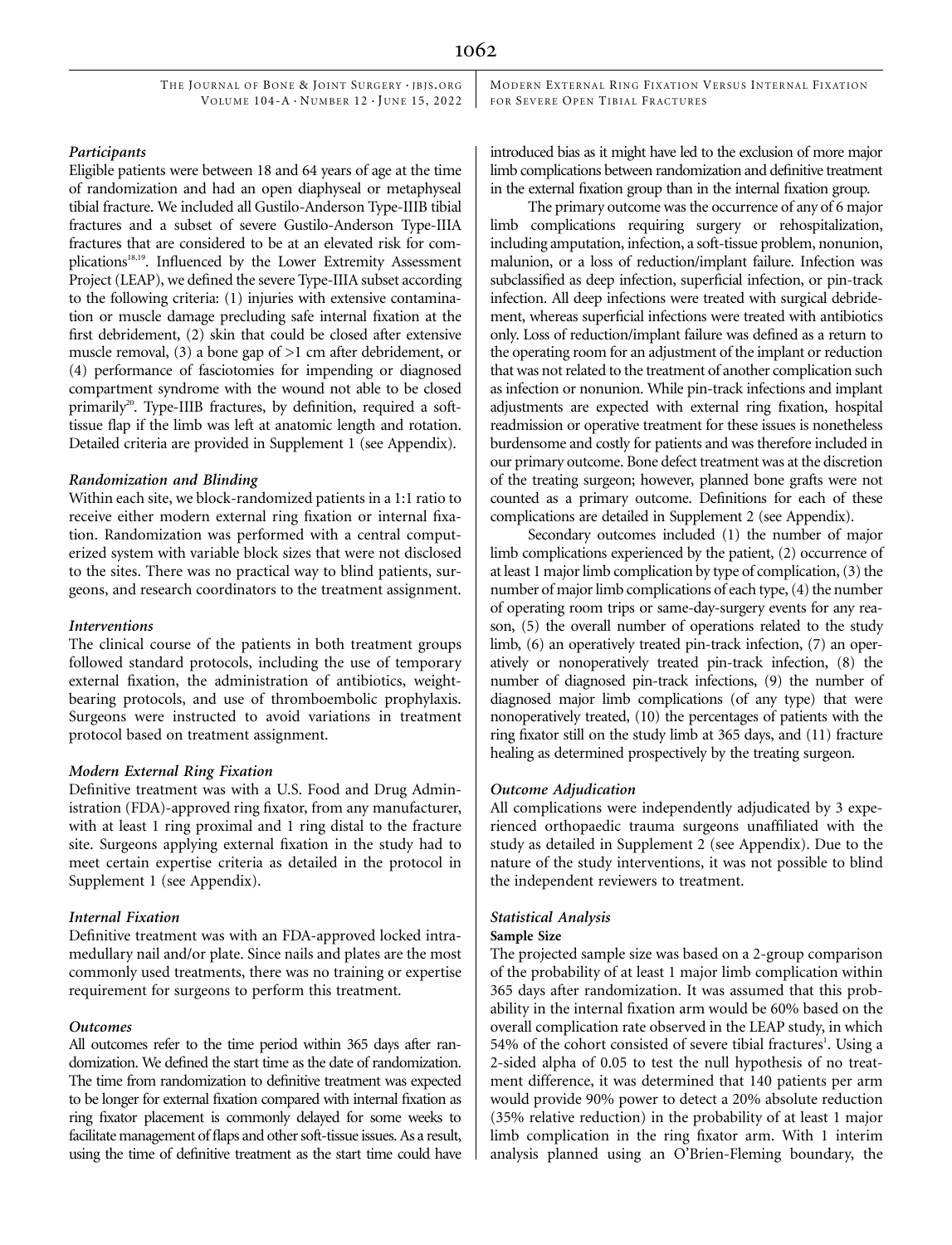### Participants

Eligible patients were between 18 and 64 years of age at the time of randomization and had an open diaphyseal or metaphyseal tibial fracture. We included all Gustilo-Anderson Type-IIIB tibial fractures and a subset of severe Gustilo-Anderson Type-IIIA fractures that are considered to be at an elevated risk for complications[18,19]. Influenced by the Lower Extremity Assessment Project (LEAP), we defined the severe Type-IIIA subset according to the following criteria: (1) injuries with extensive contamination or muscle damage precluding safe internal fixation at the first debridement, (2) skin that could be closed after extensive muscle removal, (3) a bone gap of >1 cm after debridement, or (4) performance of fasciotomies for impending or diagnosed compartment syndrome with the wound not able to be closed primarily[20]. Type-IIIB fractures, by definition, required a soft-tissue flap if the limb was left at anatomic length and rotation. Detailed criteria are provided in Supplement 1 (see Appendix).

### Randomization and Blinding

Within each site, we block-randomized patients in a 1:1 ratio to receive either modern external ring fixation or internal fixation. Randomization was performed with a central computerized system with variable block sizes that were not disclosed to the sites. There was no practical way to blind patients, surgeons, and research coordinators to the treatment assignment.

### Interventions

The clinical course of the patients in both treatment groups followed standard protocols, including the use of temporary external fixation, the administration of antibiotics, weight-bearing protocols, and use of thromboembolic prophylaxis. Surgeons were instructed to avoid variations in treatment protocol based on treatment assignment.

### Modern External Ring Fixation

Definitive treatment was with a U.S. Food and Drug Administration (FDA)-approved ring fixator, from any manufacturer, with at least 1 ring proximal and 1 ring distal to the fracture site. Surgeons applying external fixation in the study had to meet certain expertise criteria as detailed in the protocol in Supplement 1 (see Appendix).

### Internal Fixation

Definitive treatment was with an FDA-approved locked intramedullary nail and/or plate. Since nails and plates are the most commonly used treatments, there was no training or expertise requirement for surgeons to perform this treatment.

### Outcomes

All outcomes refer to the time period within 365 days after randomization. We defined the start time as the date of randomization. The time from randomization to definitive treatment was expected to be longer for external fixation compared with internal fixation as ring fixator placement is commonly delayed for some weeks to facilitate management of flaps and other soft-tissue issues. As a result, using the time of definitive treatment as the start time could have introduced bias as it might have led to the exclusion of more major limb complications between randomization and definitive treatment in the external fixation group than in the internal fixation group.

The primary outcome was the occurrence of any of 6 major limb complications requiring surgery or rehospitalization, including amputation, infection, a soft-tissue problem, nonunion, malunion, or a loss of reduction/implant failure. Infection was subclassified as deep infection, superficial infection, or pin-track infection. All deep infections were treated with surgical debridement, whereas superficial infections were treated with antibiotics only. Loss of reduction/implant failure was defined as a return to the operating room for an adjustment of the implant or reduction that was not related to the treatment of another complication such as infection or nonunion. While pin-track infections and implant adjustments are expected with external ring fixation, hospital readmission or operative treatment for these issues is nonetheless burdensome and costly for patients and was therefore included in our primary outcome. Bone defect treatment was at the discretion of the treating surgeon; however, planned bone grafts were not counted as a primary outcome. Definitions for each of these complications are detailed in Supplement 2 (see Appendix).

Secondary outcomes included (1) the number of major limb complications experienced by the patient, (2) occurrence of at least 1 major limb complication by type of complication, (3) the number of major limb complications of each type, (4) the number of operating room trips or same-day-surgery events for any reason, (5) the overall number of operations related to the study limb, (6) an operatively treated pin-track infection, (7) an operatively or nonoperatively treated pin-track infection, (8) the number of diagnosed pin-track infections, (9) the number of diagnosed major limb complications (of any type) that were nonoperatively treated, (10) the percentages of patients with the ring fixator still on the study limb at 365 days, and (11) fracture healing as determined prospectively by the treating surgeon.

### Outcome Adjudication

All complications were independently adjudicated by 3 experienced orthopaedic trauma surgeons unaffiliated with the study as detailed in Supplement 2 (see Appendix). Due to the nature of the study interventions, it was not possible to blind the independent reviewers to treatment.

### Statistical Analysis

#### Sample Size

The projected sample size was based on a 2-group comparison of the probability of at least 1 major limb complication within 365 days after randomization. It was assumed that this probability in the internal fixation arm would be 60% based on the overall complication rate observed in the LEAP study, in which 54% of the cohort consisted of severe tibial fractures[1]. Using a 2-sided alpha of 0.05 to test the null hypothesis of no treatment difference, it was determined that 140 patients per arm would provide 90% power to detect a 20% absolute reduction (35% relative reduction) in the probability of at least 1 major limb complication in the ring fixator arm. With 1 interim analysis planned using an O'Brien-Fleming boundary, the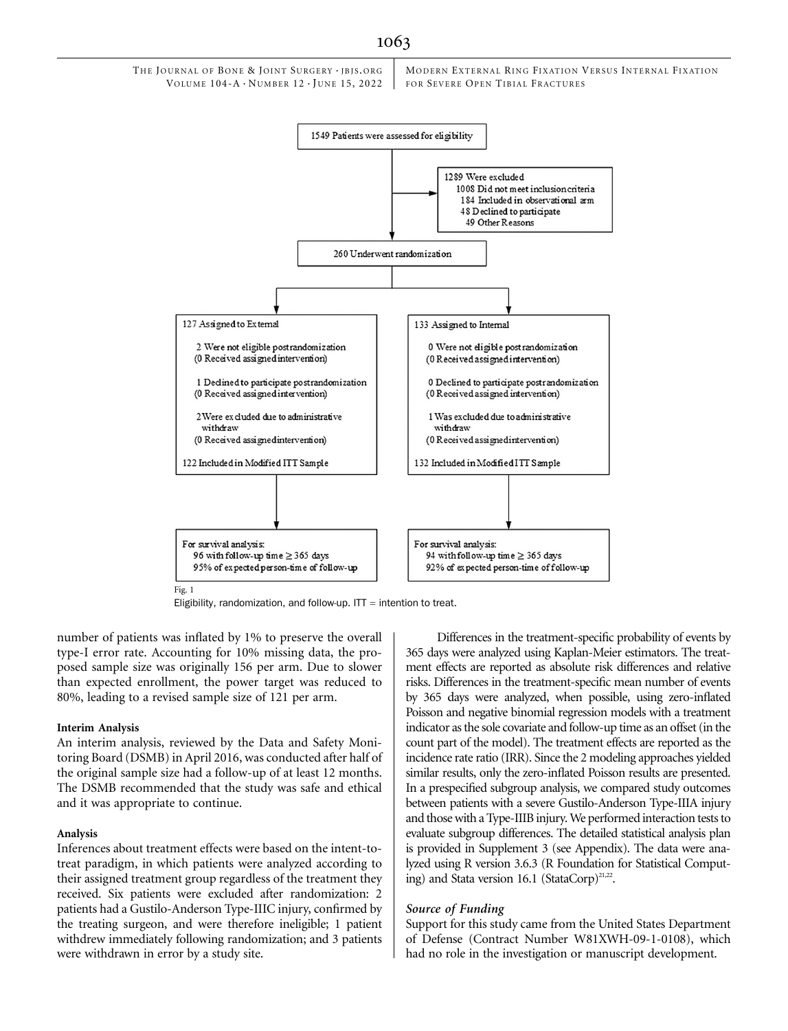1549 Patients were assessed for eligibility

1289 Were excluded
- 1008 Did not meet inclusion criteria
- 184 Included in observational arm
- 48 Declined to participate
- 49 Other Reasons

260 Underwent randomization

127 Assigned to External
- 2 Were not eligible postrandomization (0 Received assigned intervention)
- 1 Declined to participate postrandomization (0 Received assigned intervention)
- 2 Were excluded due to administrative withdraw (0 Received assigned intervention)

122 Included in Modified ITT Sample

For survival analysis:
- 96 with follow-up time ≥ 365 days
- 95% of expected person-time of follow-up

133 Assigned to Internal
- 0 Were not eligible postrandomization (0 Received assigned intervention)
- 0 Declined to participate postrandomization (0 Received assigned intervention)
- 1 Was excluded due to administrative withdraw (0 Received assigned intervention)

132 Included in Modified ITT Sample

For survival analysis:
- 94 with follow-up time ≥ 365 days
- 92% of expected person-time of follow-up

Fig. 1
Eligibility, randomization, and follow-up. ITT = intention to treat.

number of patients was inflated by 1% to preserve the overall type-I error rate. Accounting for 10% missing data, the proposed sample size was originally 156 per arm. Due to slower than expected enrollment, the power target was reduced to 80%, leading to a revised sample size of 121 per arm.

### Interim Analysis

An interim analysis, reviewed by the Data and Safety Monitoring Board (DSMB) in April 2016, was conducted after half of the original sample size had a follow-up of at least 12 months. The DSMB recommended that the study was safe and ethical and it was appropriate to continue.

### Analysis

Inferences about treatment effects were based on the intent-to-treat paradigm, in which patients were analyzed according to their assigned treatment group regardless of the treatment they received. Six patients were excluded after randomization: 2 patients had a Gustilo-Anderson Type-IIIC injury, confirmed by the treating surgeon, and were therefore ineligible; 1 patient withdrew immediately following randomization; and 3 patients were withdrawn in error by a study site.

Differences in the treatment-specific probability of events by 365 days were analyzed using Kaplan-Meier estimators. The treatment effects are reported as absolute risk differences and relative risks. Differences in the treatment-specific mean number of events by 365 days were analyzed, when possible, using zero-inflated Poisson and negative binomial regression models with a treatment indicator as the sole covariate and follow-up time as an offset (in the count part of the model). The treatment effects are reported as the incidence rate ratio (IRR). Since the 2 modeling approaches yielded similar results, only the zero-inflated Poisson results are presented. In a prespecified subgroup analysis, we compared study outcomes between patients with a severe Gustilo-Anderson Type-IIIA injury and those with a Type-IIIB injury. We performed interaction tests to evaluate subgroup differences. The detailed statistical analysis plan is provided in Supplement 3 (see Appendix). The data were analyzed using R version 3.6.3 (R Foundation for Statistical Computing) and Stata version 16.1 (StataCorp)[21,22].

### *Source of Funding*

Support for this study came from the United States Department of Defense (Contract Number W81XWH-09-1-0108), which had no role in the investigation or manuscript development.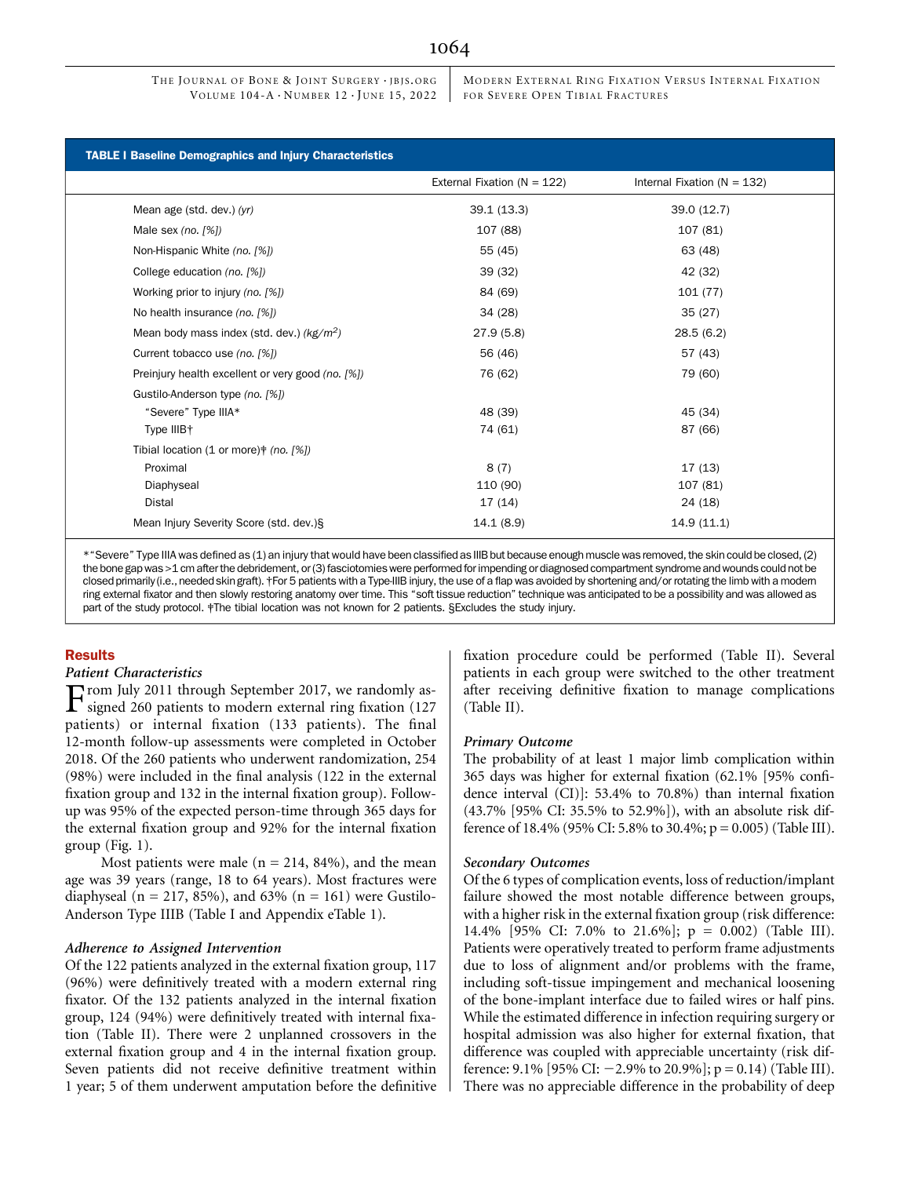**TABLE I Baseline Demographics and Injury Characteristics**

| | External Fixation (N = 122) | Internal Fixation (N = 132) |
|---|---|---|
| Mean age (std. dev.) *(yr)* | 39.1 (13.3) | 39.0 (12.7) |
| Male sex *(no. [%])* | 107 (88) | 107 (81) |
| Non-Hispanic White *(no. [%])* | 55 (45) | 63 (48) |
| College education *(no. [%])* | 39 (32) | 42 (32) |
| Working prior to injury *(no. [%])* | 84 (69) | 101 (77) |
| No health insurance *(no. [%])* | 34 (28) | 35 (27) |
| Mean body mass index (std. dev.) *(kg/m²)* | 27.9 (5.8) | 28.5 (6.2) |
| Current tobacco use *(no. [%])* | 56 (46) | 57 (43) |
| Preinjury health excellent or very good *(no. [%])* | 76 (62) | 79 (60) |
| Gustilo-Anderson type *(no. [%])* | | |
| "Severe" Type IIIA* | 48 (39) | 45 (34) |
| Type IIIB† | 74 (61) | 87 (66) |
| Tibial location (1 or more)‡ *(no. [%])* | | |
| Proximal | 8 (7) | 17 (13) |
| Diaphyseal | 110 (90) | 107 (81) |
| Distal | 17 (14) | 24 (18) |
| Mean Injury Severity Score (std. dev.)§ | 14.1 (8.9) | 14.9 (11.1) |

*"Severe" Type IIIA was defined as (1) an injury that would have been classified as IIIB but because enough muscle was removed, the skin could be closed, (2) the bone gap was >1 cm after the debridement, or (3) fasciotomies were performed for impending or diagnosed compartment syndrome and wounds could not be closed primarily (i.e., needed skin graft). †For 5 patients with a Type-IIIB injury, the use of a flap was avoided by shortening and/or rotating the limb with a modern ring external fixator and then slowly restoring anatomy over time. This "soft tissue reduction" technique was anticipated to be a possibility and was allowed as part of the study protocol. ‡The tibial location was not known for 2 patients. §Excludes the study injury.

## Results

### Patient Characteristics

From July 2011 through September 2017, we randomly assigned 260 patients to modern external ring fixation (127 patients) or internal fixation (133 patients). The final 12-month follow-up assessments were completed in October 2018. Of the 260 patients who underwent randomization, 254 (98%) were included in the final analysis (122 in the external fixation group and 132 in the internal fixation group). Follow-up was 95% of the expected person-time through 365 days for the external fixation group and 92% for the internal fixation group (Fig. 1).

Most patients were male (n = 214, 84%), and the mean age was 39 years (range, 18 to 64 years). Most fractures were diaphyseal (n = 217, 85%), and 63% (n = 161) were Gustilo-Anderson Type IIIB (Table I and Appendix eTable 1).

### Adherence to Assigned Intervention

Of the 122 patients analyzed in the external fixation group, 117 (96%) were definitively treated with a modern external ring fixator. Of the 132 patients analyzed in the internal fixation group, 124 (94%) were definitively treated with internal fixation (Table II). There were 2 unplanned crossovers in the external fixation group and 4 in the internal fixation group. Seven patients did not receive definitive treatment within 1 year; 5 of them underwent amputation before the definitive fixation procedure could be performed (Table II). Several patients in each group were switched to the other treatment after receiving definitive fixation to manage complications (Table II).

### Primary Outcome

The probability of at least 1 major limb complication within 365 days was higher for external fixation (62.1% [95% confidence interval (CI)]: 53.4% to 70.8%) than internal fixation (43.7% [95% CI: 35.5% to 52.9%]), with an absolute risk difference of 18.4% (95% CI: 5.8% to 30.4%; $p = 0.005$) (Table III).

### Secondary Outcomes

Of the 6 types of complication events, loss of reduction/implant failure showed the most notable difference between groups, with a higher risk in the external fixation group (risk difference: 14.4% [95% CI: 7.0% to 21.6%]; $p = 0.002$) (Table III). Patients were operatively treated to perform frame adjustments due to loss of alignment and/or problems with the frame, including soft-tissue impingement and mechanical loosening of the bone-implant interface due to failed wires or half pins. While the estimated difference in infection requiring surgery or hospital admission was also higher for external fixation, that difference was coupled with appreciable uncertainty (risk difference: 9.1% [95% CI: −2.9% to 20.9%]; $p = 0.14$) (Table III). There was no appreciable difference in the probability of deep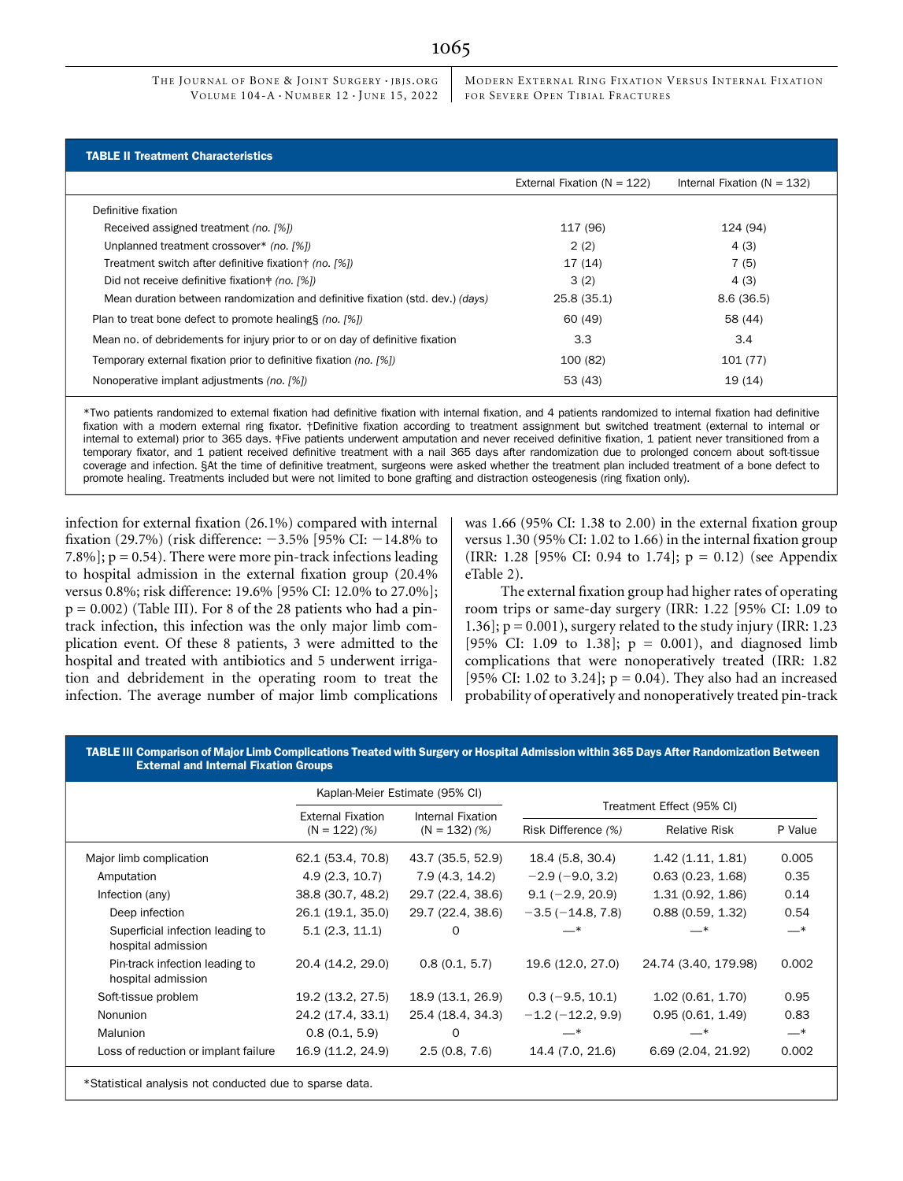**TABLE II Treatment Characteristics**

| | External Fixation (N = 122) | Internal Fixation (N = 132) |
|---|---|---|
| Definitive fixation | | |
| Received assigned treatment *(no. [%])* | 117 (96) | 124 (94) |
| Unplanned treatment crossover* *(no. [%])* | 2 (2) | 4 (3) |
| Treatment switch after definitive fixation† *(no. [%])* | 17 (14) | 7 (5) |
| Did not receive definitive fixation‡ *(no. [%])* | 3 (2) | 4 (3) |
| Mean duration between randomization and definitive fixation (std. dev.) *(days)* | 25.8 (35.1) | 8.6 (36.5) |
| Plan to treat bone defect to promote healing§ *(no. [%])* | 60 (49) | 58 (44) |
| Mean no. of debridements for injury prior to or on day of definitive fixation | 3.3 | 3.4 |
| Temporary external fixation prior to definitive fixation *(no. [%])* | 100 (82) | 101 (77) |
| Nonoperative implant adjustments *(no. [%])* | 53 (43) | 19 (14) |

*Two patients randomized to external fixation had definitive fixation with internal fixation, and 4 patients randomized to internal fixation had definitive fixation with a modern external ring fixator. †Definitive fixation according to treatment assignment but switched treatment (external to internal or internal to external) prior to 365 days. ‡Five patients underwent amputation and never received definitive fixation, 1 patient never transitioned from a temporary fixator, and 1 patient received definitive treatment with a nail 365 days after randomization due to prolonged concern about soft-tissue coverage and infection. §At the time of definitive treatment, surgeons were asked whether the treatment plan included treatment of a bone defect to promote healing. Treatments included but were not limited to bone grafting and distraction osteogenesis (ring fixation only).

infection for external fixation (26.1%) compared with internal fixation (29.7%) (risk difference: −3.5% [95% CI: −14.8% to 7.8%]; p = 0.54). There were more pin-track infections leading to hospital admission in the external fixation group (20.4% versus 0.8%; risk difference: 19.6% [95% CI: 12.0% to 27.0%]; p = 0.002) (Table III). For 8 of the 28 patients who had a pin-track infection, this infection was the only major limb complication event. Of these 8 patients, 3 were admitted to the hospital and treated with antibiotics and 5 underwent irrigation and debridement in the operating room to treat the infection. The average number of major limb complications was 1.66 (95% CI: 1.38 to 2.00) in the external fixation group versus 1.30 (95% CI: 1.02 to 1.66) in the internal fixation group (IRR: 1.28 [95% CI: 0.94 to 1.74]; p = 0.12) (see Appendix eTable 2).

The external fixation group had higher rates of operating room trips or same-day surgery (IRR: 1.22 [95% CI: 1.09 to 1.36]; p = 0.001), surgery related to the study injury (IRR: 1.23 [95% CI: 1.09 to 1.38]; p = 0.001), and diagnosed limb complications that were nonoperatively treated (IRR: 1.82 [95% CI: 1.02 to 3.24]; p = 0.04). They also had an increased probability of operatively and nonoperatively treated pin-track

**TABLE III Comparison of Major Limb Complications Treated with Surgery or Hospital Admission within 365 Days After Randomization Between External and Internal Fixation Groups**

| | Kaplan-Meier Estimate (95% CI) | | Treatment Effect (95% CI) | | |
|---|---|---|---|---|---|
| | External Fixation (N = 122) *(%)* | Internal Fixation (N = 132) *(%)* | Risk Difference *(%)* | Relative Risk | P Value |
| Major limb complication | 62.1 (53.4, 70.8) | 43.7 (35.5, 52.9) | 18.4 (5.8, 30.4) | 1.42 (1.11, 1.81) | 0.005 |
| Amputation | 4.9 (2.3, 10.7) | 7.9 (4.3, 14.2) | −2.9 (−9.0, 3.2) | 0.63 (0.23, 1.68) | 0.35 |
| Infection (any) | 38.8 (30.7, 48.2) | 29.7 (22.4, 38.6) | 9.1 (−2.9, 20.9) | 1.31 (0.92, 1.86) | 0.14 |
| Deep infection | 26.1 (19.1, 35.0) | 29.7 (22.4, 38.6) | −3.5 (−14.8, 7.8) | 0.88 (0.59, 1.32) | 0.54 |
| Superficial infection leading to hospital admission | 5.1 (2.3, 11.1) | 0 | —* | —* | —* |
| Pin-track infection leading to hospital admission | 20.4 (14.2, 29.0) | 0.8 (0.1, 5.7) | 19.6 (12.0, 27.0) | 24.74 (3.40, 179.98) | 0.002 |
| Soft-tissue problem | 19.2 (13.2, 27.5) | 18.9 (13.1, 26.9) | 0.3 (−9.5, 10.1) | 1.02 (0.61, 1.70) | 0.95 |
| Nonunion | 24.2 (17.4, 33.1) | 25.4 (18.4, 34.3) | −1.2 (−12.2, 9.9) | 0.95 (0.61, 1.49) | 0.83 |
| Malunion | 0.8 (0.1, 5.9) | 0 | —* | —* | —* |
| Loss of reduction or implant failure | 16.9 (11.2, 24.9) | 2.5 (0.8, 7.6) | 14.4 (7.0, 21.6) | 6.69 (2.04, 21.92) | 0.002 |

*Statistical analysis not conducted due to sparse data.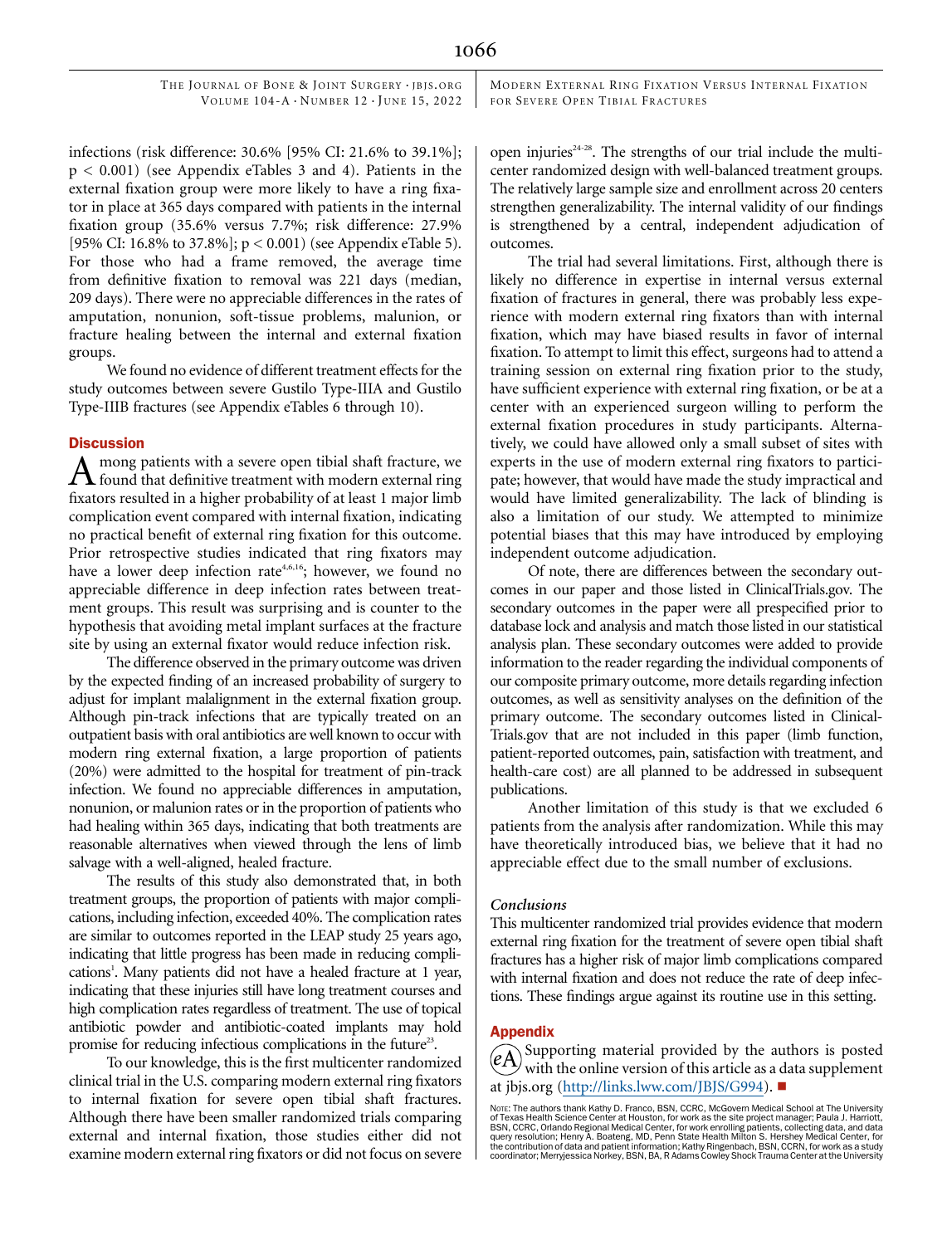infections (risk difference: 30.6% [95% CI: 21.6% to 39.1%]; $p < 0.001$) (see Appendix eTables 3 and 4). Patients in the external fixation group were more likely to have a ring fixator in place at 365 days compared with patients in the internal fixation group (35.6% versus 7.7%; risk difference: 27.9% [95% CI: 16.8% to 37.8%]; $p < 0.001$) (see Appendix eTable 5). For those who had a frame removed, the average time from definitive fixation to removal was 221 days (median, 209 days). There were no appreciable differences in the rates of amputation, nonunion, soft-tissue problems, malunion, or fracture healing between the internal and external fixation groups.

We found no evidence of different treatment effects for the study outcomes between severe Gustilo Type-IIIA and Gustilo Type-IIIB fractures (see Appendix eTables 6 through 10).

## Discussion

Among patients with a severe open tibial shaft fracture, we found that definitive treatment with modern external ring fixators resulted in a higher probability of at least 1 major limb complication event compared with internal fixation, indicating no practical benefit of external ring fixation for this outcome. Prior retrospective studies indicated that ring fixators may have a lower deep infection rate[4,6,16]; however, we found no appreciable difference in deep infection rates between treatment groups. This result was surprising and is counter to the hypothesis that avoiding metal implant surfaces at the fracture site by using an external fixator would reduce infection risk.

The difference observed in the primary outcome was driven by the expected finding of an increased probability of surgery to adjust for implant malalignment in the external fixation group. Although pin-track infections that are typically treated on an outpatient basis with oral antibiotics are well known to occur with modern ring external fixation, a large proportion of patients (20%) were admitted to the hospital for treatment of pin-track infection. We found no appreciable differences in amputation, nonunion, or malunion rates or in the proportion of patients who had healing within 365 days, indicating that both treatments are reasonable alternatives when viewed through the lens of limb salvage with a well-aligned, healed fracture.

The results of this study also demonstrated that, in both treatment groups, the proportion of patients with major complications, including infection, exceeded 40%. The complication rates are similar to outcomes reported in the LEAP study 25 years ago, indicating that little progress has been made in reducing complications[1]. Many patients did not have a healed fracture at 1 year, indicating that these injuries still have long treatment courses and high complication rates regardless of treatment. The use of topical antibiotic powder and antibiotic-coated implants may hold promise for reducing infectious complications in the future[23].

To our knowledge, this is the first multicenter randomized clinical trial in the U.S. comparing modern external ring fixators to internal fixation for severe open tibial shaft fractures. Although there have been smaller randomized trials comparing external and internal fixation, those studies either did not examine modern external ring fixators or did not focus on severe open injuries[24-28]. The strengths of our trial include the multicenter randomized design with well-balanced treatment groups. The relatively large sample size and enrollment across 20 centers strengthen generalizability. The internal validity of our findings is strengthened by a central, independent adjudication of outcomes.

The trial had several limitations. First, although there is likely no difference in expertise in internal versus external fixation of fractures in general, there was probably less experience with modern external ring fixators than with internal fixation, which may have biased results in favor of internal fixation. To attempt to limit this effect, surgeons had to attend a training session on external ring fixation prior to the study, have sufficient experience with external ring fixation, or be at a center with an experienced surgeon willing to perform the external fixation procedures in study participants. Alternatively, we could have allowed only a small subset of sites with experts in the use of modern external ring fixators to participate; however, that would have made the study impractical and would have limited generalizability. The lack of blinding is also a limitation of our study. We attempted to minimize potential biases that this may have introduced by employing independent outcome adjudication.

Of note, there are differences between the secondary outcomes in our paper and those listed in ClinicalTrials.gov. The secondary outcomes in the paper were all prespecified prior to database lock and analysis and match those listed in our statistical analysis plan. These secondary outcomes were added to provide information to the reader regarding the individual components of our composite primary outcome, more details regarding infection outcomes, as well as sensitivity analyses on the definition of the primary outcome. The secondary outcomes listed in ClinicalTrials.gov that are not included in this paper (limb function, patient-reported outcomes, pain, satisfaction with treatment, and health-care cost) are all planned to be addressed in subsequent publications.

Another limitation of this study is that we excluded 6 patients from the analysis after randomization. While this may have theoretically introduced bias, we believe that it had no appreciable effect due to the small number of exclusions.

### Conclusions

This multicenter randomized trial provides evidence that modern external ring fixation for the treatment of severe open tibial shaft fractures has a higher risk of major limb complications compared with internal fixation and does not reduce the rate of deep infections. These findings argue against its routine use in this setting.

## Appendix

Supporting material provided by the authors is posted with the online version of this article as a data supplement at jbjs.org (http://links.lww.com/JBJS/G994). ■

Note: The authors thank Kathy D. Franco, BSN, CCRC, McGovern Medical School at The University of Texas Health Science Center at Houston, for work as the site project manager; Paula J. Harriott, BSN, CCRC, Orlando Regional Medical Center, for work enrolling patients, collecting data, and data query resolution; Henry A. Boateng, MD, Penn State Health Milton S. Hershey Medical Center, for the contribution of data and patient information; Kathy Ringenbach, BSN, CCRN, for work as a study coordinator; Merryjessica Norkey, BSN, BA, R Adams Cowley Shock Trauma Center at the University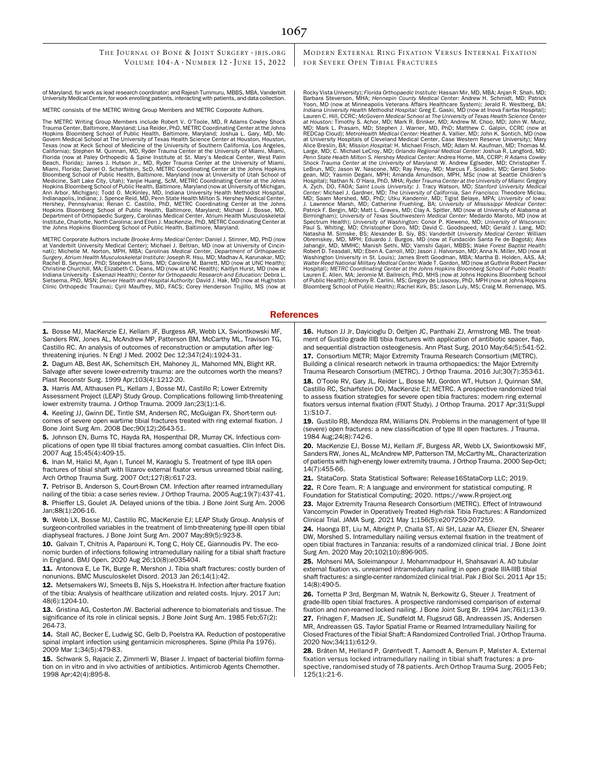of Maryland, for work as lead research coordinator; and Rajesh Tummuru, MBBS, MBA, Vanderbilt University Medical Center, for work enrolling patients, interacting with patients, and data collection.

METRC consists of the METRC Writing Group Members and METRC Corporate Authors.

The METRC Writing Group Members include Robert V. O'Toole, MD, R Adams Cowley Shock Trauma Center, Baltimore, Maryland; Lisa Reider, PhD, METRC Coordinating Center at the Johns Hopkins Bloomberg School of Public Health, Baltimore, Maryland; Joshua L. Gary, MD, McGovern Medical School at The University of Texas Health Science Center at Houston, Houston, Texas (now at Keck School of Medicine of the University of Southern California, Los Angeles, California); Stephen M. Quinnan, MD, Ryder Trauma Center at the University of Miami, Miami, Florida (now at Paley Orthopedic & Spine Institute at St. Mary's Medical Center, West Palm Beach, Florida); James J. Hutson Jr., MD, Ryder Trauma Center at the University of Miami, Miami, Florida; Daniel O. Scharfstein, ScD, METRC Coordinating Center at the Johns Hopkins Bloomberg School of Public Health, Baltimore, Maryland (now at University of Utah School of Medicine, Salt Lake City, Utah); Yanjie Huang, ScM, METRC Coordinating Center at the Johns Hopkins Bloomberg School of Public Health, Baltimore, Maryland (now at University of Michigan, Ann Arbor, Michigan); Todd O. McKinley, MD, Indiana University Health Methodist Hospital, Indianapolis, Indiana; J. Spence Reid, MD, Penn State Health Milton S. Hershey Medical Center, Hershey, Pennsylvania; Renan C. Castillo, PhD, METRC Coordinating Center at the Johns Hopkins Bloomberg School of Public Health, Baltimore, Maryland; Michael J. Bosse, MD, Department of Orthopaedic Surgery, Carolinas Medical Center, Atrium Health Musculoskeletal Institute, Charlotte, North Carolina; and Ellen J. MacKenzie, PhD, METRC Coordinating Center at the Johns Hopkins Bloomberg School of Public Health, Baltimore, Maryland.

METRC Corporate Authors include *Brooke Army Medical Center:* Daniel J. Stinner, MD, PhD (now at Vanderbilt University Medical Center); Michael J. Beltran, MD (now at University of Cincinnati); Michelle M. Norton, MPH, MBA; *Carolinas Medical Center, Department of Orthopaedic Surgery, Atrium Health Musculoskeletal Institute:* Joseph R. Hsu, MD; Madhav A. Karunakar, MD; Rachel B. Seymour, PhD; Stephen H. Sims, MD; Caroline M. Barrett, MD (now at UNC Health); Christine Churchill, MA; Elizabeth C. Deans, MD (now at UNC Health); Kaitlyn Hurst, MD (now at Indiana University - Eskenazi Health); *Center for Orthopaedic Research and Education:* Debra L. Sietsema, PhD, MSN; *Denver Health and Hospital Authority:* David J. Hak, MD (now at Hughston Clinic Orthopedic Trauma); Cyril Mauffrey, MD, FACS; Corey Henderson Trujillo, MS (now at Rocky Vista University); *Florida Orthopaedic Institute:* Hassan Mir, MD, MBA; Anjan R. Shah, MD; Barbara Steverson, MHA; *Hennepin County Medical Center:* Andrew H. Schmidt, MD; Patrick Yoon, MD (now at Minneapolis Veterans Affairs Healthcare System); Jerald R. Westberg, BA; *Indiana University Health Methodist Hospital:* Greg E. Gaski, MD (now at Inova Fairfax Hospital); Lauren C. Hill, CCRC; *McGovern Medical School at The University of Texas Health Science Center at Houston:* Timothy S. Achor, MD; Mark R. Brinker, MD; Andrew M. Choo, MD; John W. Munz, MD; Mark L. Prasarn, MD; Stephen J. Warner, MD, PhD; Matthew C. Galpin, CCRC (now at REDCap Cloud); *MetroHealth Medical Center:* Heather A. Vallier, MD; John K. Sontich, MD (now at University Hospitals of Cleveland Medical Center, Case Western Reserve University); Mary Alice Breslin, BA; *Mission Hospital:* H. Michael Frisch, MD; Adam M. Kaufman, MD; Thomas M. Large, MD; C. Michael LeCroy, MD; *Orlando Regional Medical Center:* Joshua R, Langford, MD; *Penn State Health Milton S. Hershey Medical Center:* Andrea Horne, MA, CCRP; *R Adams Cowley Shock Trauma Center at the University of Maryland:* W. Andrew Eglseder, MD; Christopher T. LeBrun, MD; Jason W. Nascone, MD; Ray Pensy, MD; Marcus F. Sciadini, MD; Gerard Slobogean, MD; Yasmin Degani, MPH; Amanda Amundson, MPH, MSc (now at Seattle Children's Hospital); Nathan N. O'Hara, PhD, MHA; *Ryder Trauma Center at the University of Miami:* Gregory A. Zych, DO, FAOA; *Saint Louis University:* J. Tracy Watson, MD; *Stanford University Medical Center:* Michael J. Gardner, MD; *The University of California, San Francisco:* Theodore Miclau, MD; Saam Morshed, MD, PhD; Utku Kandemir, MD; Tigist Belaye, MPA; *University of Iowa:* J. Lawrence Marsh, MD; Catherine Fruehling, BA; *University of Mississippi Medical Center:* Patrick F. Bergin, MD; Matt L. Graves, MD; Clay A. Spitler, MD (now at University of Alabama at Birmingham); *University of Texas Southwestern Medical Center:* Medardo Maroto, MD (now at Spectrum Health); *University of Washington:* Conor P. Kleweno, MD; *University of Wisconsin:* Paul S. Whiting, MD; Christopher Doro, MD; David C. Goodspeed, MD; Gerald J. Lang, MD; Natasha M. Simske, BS; Alexander B. Siy, BS; *Vanderbilt University Medical Center:* William Obremskey, MD, MPH; Eduardo J. Burgos, MD (now at Fundación Santa Fe de Bogotá); Alex Jahangir, MD, MMHC; Manish Sethi, MD; Vamshi Gajari, MBBS; *Wake Forest Baptist Health:* Robert D. Teasdall, MD; Eben A. Carroll, MD; Jason J. Halvorson, MD; Anna N. Miller, MD (now at Washington University in St. Louis); James Brett Goodman, MBA; Martha B. Holden, AAS, AA; *Walter Reed National Military Medical Center:* Wade T. Gordon, MD (now at Guthrie Robert Packer Hospital); *METRC Coordinating Center at the Johns Hopkins Bloomberg School of Public Health:* Lauren E. Allen, MA; Jeromie M. Ballreich, PhD, MHS (now at Johns Hopkins Bloomberg School of Public Health); Anthony R. Carlini, MS; Gregory de Lissovoy, PhD, MPH (now at Johns Hopkins Bloomberg School of Public Health); Rachel Kirk, BS; Jason Luly, MS; Craig M. Remenapp, MS.

## References

1. Bosse MJ, MacKenzie EJ, Kellam JF, Burgess AR, Webb LX, Swiontkowski MF, Sanders RW, Jones AL, McAndrew MP, Patterson BM, McCarthy ML, Travison TG, Castillo RC. An analysis of outcomes of reconstruction or amputation after leg-threatening injuries. N Engl J Med. 2002 Dec 12;347(24):1924-31.
2. Dagum AB, Best AK, Schemitsch EH, Mahoney JL, Mahomed MN, Blight KR. Salvage after severe lower-extremity trauma: are the outcomes worth the means? Plast Reconstr Surg. 1999 Apr;103(4):1212-20.
3. Harris AM, Althausen PL, Kellam J, Bosse MJ, Castillo R; Lower Extremity Assessment Project (LEAP) Study Group. Complications following limb-threatening lower extremity trauma. J Orthop Trauma. 2009 Jan;23(1):1-6.
4. Keeling JJ, Gwinn DE, Tintle SM, Andersen RC, McGuigan FX. Short-term outcomes of severe open wartime tibial fractures treated with ring external fixation. J Bone Joint Surg Am. 2008 Dec;90(12):2643-51.
5. Johnson EN, Burns TC, Hayda RA, Hospenthal DR, Murray CK. Infectious complications of open type III tibial fractures among combat casualties. Clin Infect Dis. 2007 Aug 15;45(4):409-15.
6. Inan M, Halici M, Ayan I, Tuncel M, Karaoglu S. Treatment of type IIIA open fractures of tibial shaft with Ilizarov external fixator versus unreamed tibial nailing. Arch Orthop Trauma Surg. 2007 Oct;127(8):617-23.
7. Petrisor B, Anderson S, Court-Brown CM. Infection after reamed intramedullary nailing of the tibia: a case series review. J Orthop Trauma. 2005 Aug;19(7):437-41.
8. Phieffer LS, Goulet JA. Delayed unions of the tibia. J Bone Joint Surg Am. 2006 Jan;88(1):206-16.
9. Webb LX, Bosse MJ, Castillo RC, MacKenzie EJ; LEAP Study Group. Analysis of surgeon-controlled variables in the treatment of limb-threatening type-III open tibial diaphyseal fractures. J Bone Joint Surg Am. 2007 May;89(5):923-8.
10. Galvain T, Chitnis A, Paparouni K, Tong C, Holy CE, Giannoudis PV. The economic burden of infections following intramedullary nailing for a tibial shaft fracture in England. BMJ Open. 2020 Aug 26;10(8):e035404.
11. Antonova E, Le TK, Burge R, Mershon J. Tibia shaft fractures: costly burden of nonunions. BMC Musculoskelet Disord. 2013 Jan 26;14(1):42.
12. Metsemakers WJ, Smeets B, Nijs S, Hoekstra H. Infection after fracture fixation of the tibia: Analysis of healthcare utilization and related costs. Injury. 2017 Jun; 48(6):1204-10.
13. Gristina AG, Costerton JW. Bacterial adherence to biomaterials and tissue. The significance of its role in clinical sepsis. J Bone Joint Surg Am. 1985 Feb;67(2): 264-73.
14. Stall AC, Becker E, Ludwig SC, Gelb D, Poelstra KA. Reduction of postoperative spinal implant infection using gentamicin microspheres. Spine (Phila Pa 1976). 2009 Mar 1;34(5):479-83.
15. Schwank S, Rajacic Z, Zimmerli W, Blaser J. Impact of bacterial biofilm formation on in vitro and in vivo activities of antibiotics. Antimicrob Agents Chemother. 1998 Apr;42(4):895-8.
16. Hutson JJ Jr, Dayicioglu D, Oeltjen JC, Panthaki ZJ, Armstrong MB. The treatment of Gustilo grade IIIB tibia fractures with application of antibiotic spacer, flap, and sequential distraction osteogenesis. Ann Plast Surg. 2010 May;64(5):541-52.
17. Consortium METR; Major Extremity Trauma Research Consortium (METRC). Building a clinical research network in trauma orthopaedics: the Major Extremity Trauma Research Consortium (METRC). J Orthop Trauma. 2016 Jul;30(7):353-61.
18. O'Toole RV, Gary JL, Reider L, Bosse MJ, Gordon WT, Hutson J, Quinnan SM, Castillo RC, Scharfstein DO, MacKenzie EJ; METRC. A prospective randomized trial to assess fixation strategies for severe open tibia fractures: modern ring external fixators versus internal fixation (FIXIT Study). J Orthop Trauma. 2017 Apr;31(Suppl 1):S10-7.
19. Gustilo RB, Mendoza RM, Williams DN. Problems in the management of type III (severe) open fractures: a new classification of type III open fractures. J Trauma. 1984 Aug;24(8):742-6.
20. MacKenzie EJ, Bosse MJ, Kellam JF, Burgess AR, Webb LX, Swiontkowski MF, Sanders RW, Jones AL, McAndrew MP, Patterson TM, McCarthy ML. Characterization of patients with high-energy lower extremity trauma. J Orthop Trauma. 2000 Sep-Oct; 14(7):455-66.
21. StataCorp. Stata Statistical Software: Release16StataCorp LLC; 2019.
22. R Core Team. R: A language and environment for statistical computing. R Foundation for Statistical Computing; 2020. https://www.R-project.org
23. Major Extremity Trauma Research Consortium (METRC). Effect of Intrawound Vancomycin Powder in Operatively Treated High-risk Tibia Fractures: A Randomized Clinical Trial. JAMA Surg. 2021 May 1;156(5):e207259-207259.
24. Haonga BT, Liu M, Albright P, Challa ST, Ali SH, Lazar AA, Eliezer EN, Shearer DW, Morshed S. Intramedullary nailing versus external fixation in the treatment of open tibial fractures in Tanzania: results of a randomized clinical trial. J Bone Joint Surg Am. 2020 May 20;102(10):896-905.
25. Mohseni MA, Soleimanpour J, Mohammadpour H, Shahsavari A. AO tubular external fixation vs. unreamed intramedullary nailing in open grade IIIA-IIIB tibial shaft fractures: a single-center randomized clinical trial. Pak J Biol Sci. 2011 Apr 15; 14(8):490-5.
26. Tornetta P 3rd, Bergman M, Watnik N, Berkowitz G, Steuer J. Treatment of grade-IIIb open tibial fractures. A prospective randomised comparison of external fixation and non-reamed locked nailing. J Bone Joint Surg Br. 1994 Jan;76(1):13-9.
27. Frihagen F, Madsen JE, Sundfeldt M, Flugsrud GB, Andreassen JS, Andersen MR, Andreassen GS. Taylor Spatial Frame or Reamed Intramedullary Nailing for Closed Fractures of the Tibial Shaft: A Randomized Controlled Trial. J Orthop Trauma. 2020 Nov;34(11):612-9.
28. Bråten M, Helland P, Grøntvedt T, Aamodt A, Benum P, Mølster A. External fixation versus locked intramedullary nailing in tibial shaft fractures: a prospective, randomised study of 78 patients. Arch Orthop Trauma Surg. 2005 Feb; 125(1):21-6.